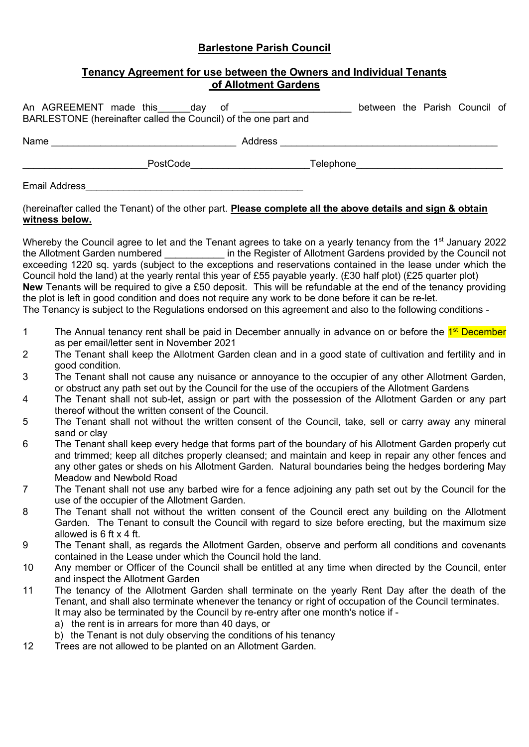# Barlestone Parish Council

## Tenancy Agreement for use between the Owners and Individual Tenants of Allotment Gardens

An AGREEMENT made this______day of ___________________ between the Parish Council of BARLESTONE (hereinafter called the Council) of the one part and

Name _________________________________ Address ________________________________________

______________________PostCode_____________________Telephone__________________________

Email Address_______________________________________

(hereinafter called the Tenant) of the other part. **Please complete all the above details and sign & obtain witness below.**

Whereby the Council agree to let and the Tenant agrees to take on a yearly tenancy from the 1st January 2022 the Allotment Garden numbered ___________ in the Register of Allotment Gardens provided by the Council not exceeding 1220 sq. yards (subject to the exceptions and reservations contained in the lease under which the Council hold the land) at the yearly rental this year of £55 payable yearly. (£30 half plot) (£25 quarter plot)
**New** Tenants will be required to give a £50 deposit. This will be refundable at the end of the tenancy providing the plot is left in good condition and does not require any work to be done before it can be re-let.
The Tenancy is subject to the Regulations endorsed on this agreement and also to the following conditions -

1. The Annual tenancy rent shall be paid in December annually in advance on or before the 1st December as per email/letter sent in November 2021
2. The Tenant shall keep the Allotment Garden clean and in a good state of cultivation and fertility and in good condition.
3. The Tenant shall not cause any nuisance or annoyance to the occupier of any other Allotment Garden, or obstruct any path set out by the Council for the use of the occupiers of the Allotment Gardens
4. The Tenant shall not sub-let, assign or part with the possession of the Allotment Garden or any part thereof without the written consent of the Council.
5. The Tenant shall not without the written consent of the Council, take, sell or carry away any mineral sand or clay
6. The Tenant shall keep every hedge that forms part of the boundary of his Allotment Garden properly cut and trimmed; keep all ditches properly cleansed; and maintain and keep in repair any other fences and any other gates or sheds on his Allotment Garden. Natural boundaries being the hedges bordering May Meadow and Newbold Road
7. The Tenant shall not use any barbed wire for a fence adjoining any path set out by the Council for the use of the occupier of the Allotment Garden.
8. The Tenant shall not without the written consent of the Council erect any building on the Allotment Garden. The Tenant to consult the Council with regard to size before erecting, but the maximum size allowed is 6 ft x 4 ft.
9. The Tenant shall, as regards the Allotment Garden, observe and perform all conditions and covenants contained in the Lease under which the Council hold the land.
10. Any member or Officer of the Council shall be entitled at any time when directed by the Council, enter and inspect the Allotment Garden
11. The tenancy of the Allotment Garden shall terminate on the yearly Rent Day after the death of the Tenant, and shall also terminate whenever the tenancy or right of occupation of the Council terminates. It may also be terminated by the Council by re-entry after one month's notice if -
    a) the rent is in arrears for more than 40 days, or
    b) the Tenant is not duly observing the conditions of his tenancy
12. Trees are not allowed to be planted on an Allotment Garden.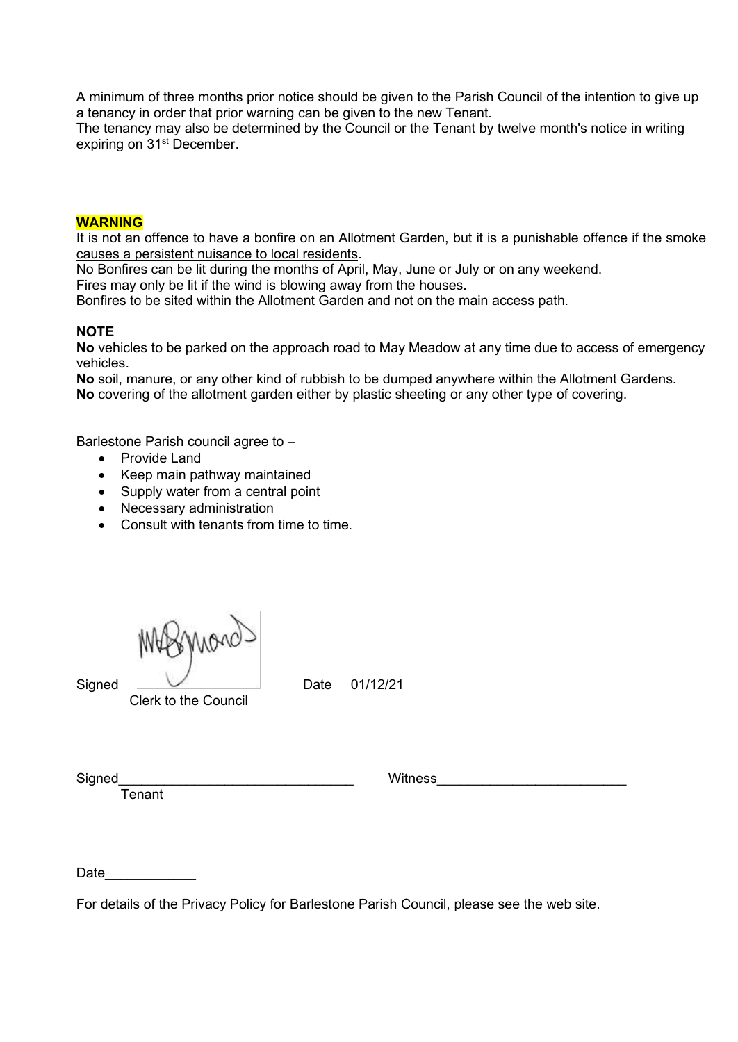A minimum of three months prior notice should be given to the Parish Council of the intention to give up a tenancy in order that prior warning can be given to the new Tenant.
The tenancy may also be determined by the Council or the Tenant by twelve month's notice in writing expiring on 31st December.

**WARNING**

It is not an offence to have a bonfire on an Allotment Garden, <u>but it is a punishable offence if the smoke causes a persistent nuisance to local residents</u>.
No Bonfires can be lit during the months of April, May, June or July or on any weekend.
Fires may only be lit if the wind is blowing away from the houses.
Bonfires to be sited within the Allotment Garden and not on the main access path.

**NOTE**

**No** vehicles to be parked on the approach road to May Meadow at any time due to access of emergency vehicles.
**No** soil, manure, or any other kind of rubbish to be dumped anywhere within the Allotment Gardens.
**No** covering of the allotment garden either by plastic sheeting or any other type of covering.

Barlestone Parish council agree to –

- Provide Land
- Keep main pathway maintained
- Supply water from a central point
- Necessary administration
- Consult with tenants from time to time.

Signed Date 01/12/21
Clerk to the Council

Signed______________________________ Witness________________________
Tenant

Date____________

For details of the Privacy Policy for Barlestone Parish Council, please see the web site.